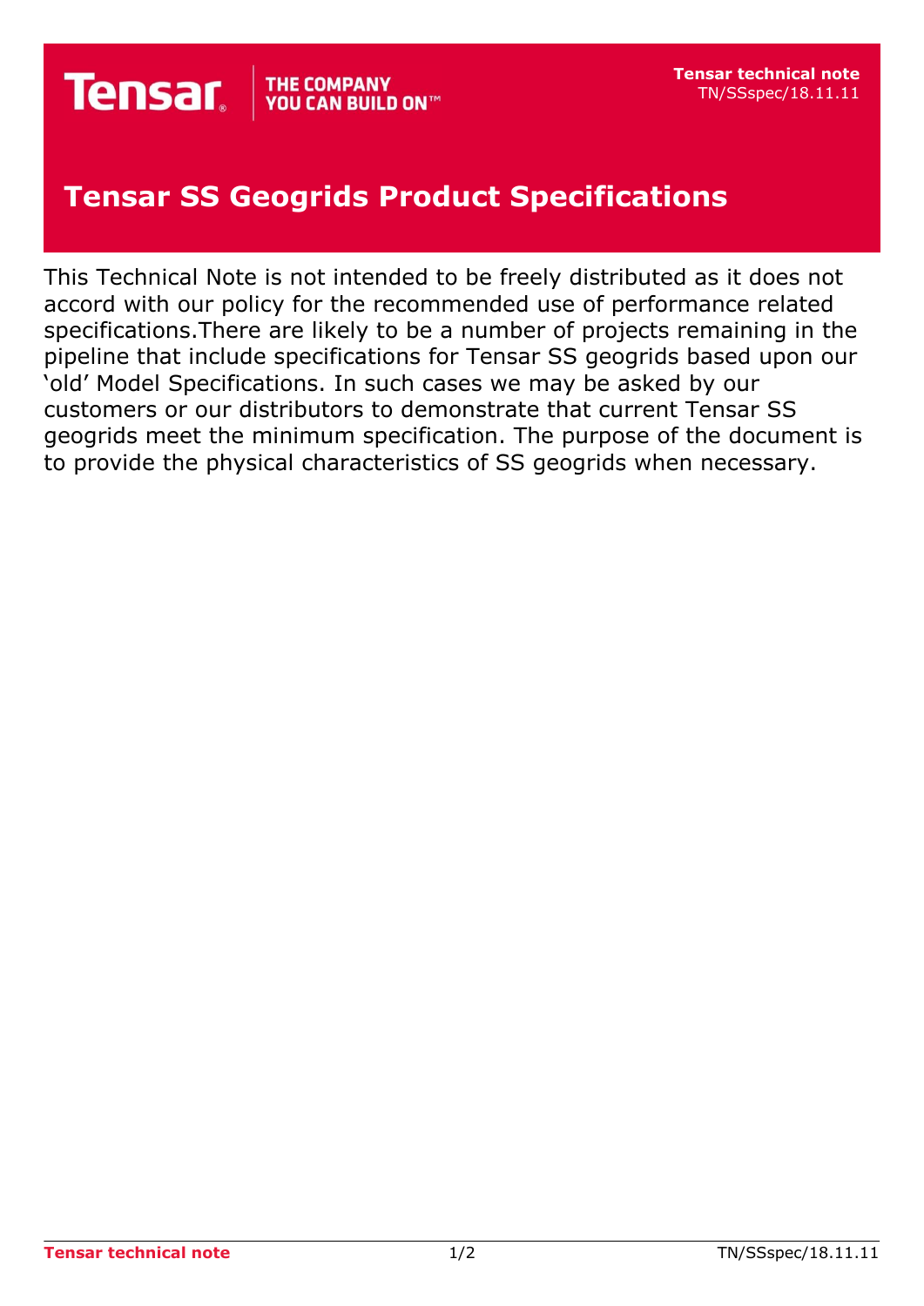# Tensar SS Geogrids Product Specifications

This Technical Note is not intended to be freely distributed as it does not accord with our policy for the recommended use of performance related specifications.There are likely to be a number of projects remaining in the pipeline that include specifications for Tensar SS geogrids based upon our 'old' Model Specifications. In such cases we may be asked by our customers or our distributors to demonstrate that current Tensar SS geogrids meet the minimum specification. The purpose of the document is to provide the physical characteristics of SS geogrids when necessary.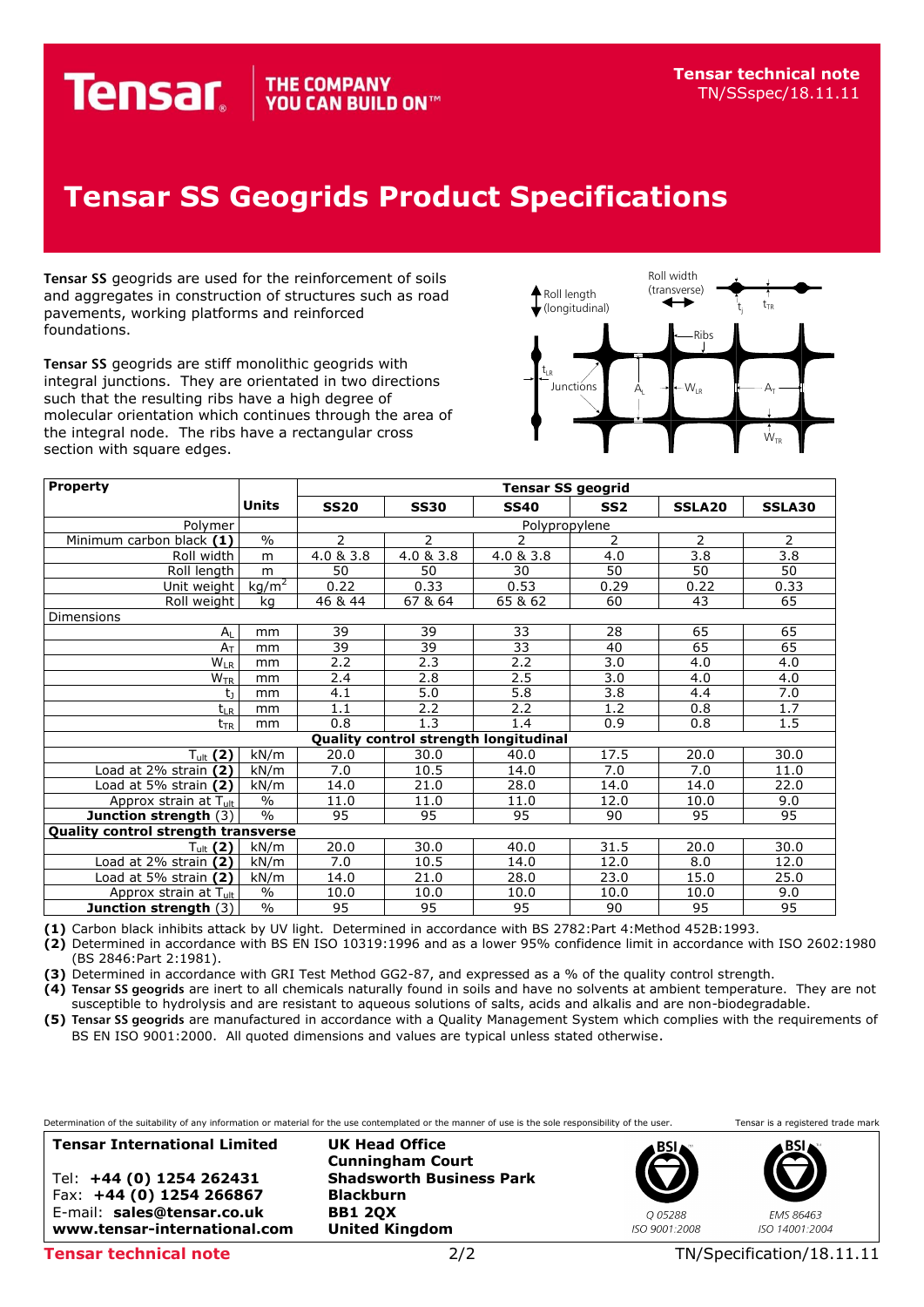# Tensar SS Geogrids Product Specifications

**Tensar SS** geogrids are used for the reinforcement of soils and aggregates in construction of structures such as road pavements, working platforms and reinforced foundations.

**Tensar SS** geogrids are stiff monolithic geogrids with integral junctions. They are orientated in two directions such that the resulting ribs have a high degree of molecular orientation which continues through the area of the integral node. The ribs have a rectangular cross section with square edges.

Roll length (longitudinal)

Roll width (transverse)

$t_J$

$t_{TR}$

Ribs

$t_{LR}$

Junctions

$A_L$

$W_{LR}$

$A_T$

$W_{TR}$

| Property | Units | Tensar SS geogrid | | | | | |
|---|---|---|---|---|---|---|---|
| | | **SS20** | **SS30** | **SS40** | **SS2** | **SSLA20** | **SSLA30** |
| Polymer | | Polypropylene | | | | | |
| Minimum carbon black **(1)** | % | 2 | 2 | 2 | 2 | 2 | 2 |
| Roll width | m | 4.0 & 3.8 | 4.0 & 3.8 | 4.0 & 3.8 | 4.0 | 3.8 | 3.8 |
| Roll length | m | 50 | 50 | 30 | 50 | 50 | 50 |
| Unit weight | $kg/m^2$ | 0.22 | 0.33 | 0.53 | 0.29 | 0.22 | 0.33 |
| Roll weight | kg | 46 & 44 | 67 & 64 | 65 & 62 | 60 | 43 | 65 |
| Dimensions | | | | | | | |
| $A_L$ | mm | 39 | 39 | 33 | 28 | 65 | 65 |
| $A_T$ | mm | 39 | 39 | 33 | 40 | 65 | 65 |
| $W_{LR}$ | mm | 2.2 | 2.3 | 2.2 | 3.0 | 4.0 | 4.0 |
| $W_{TR}$ | mm | 2.4 | 2.8 | 2.5 | 3.0 | 4.0 | 4.0 |
| $t_J$ | mm | 4.1 | 5.0 | 5.8 | 3.8 | 4.4 | 7.0 |
| $t_{LR}$ | mm | 1.1 | 2.2 | 2.2 | 1.2 | 0.8 | 1.7 |
| $t_{TR}$ | mm | 0.8 | 1.3 | 1.4 | 0.9 | 0.8 | 1.5 |
| **Quality control strength longitudinal** | | | | | | | |
| $T_{ult}$ **(2)** | kN/m | 20.0 | 30.0 | 40.0 | 17.5 | 20.0 | 30.0 |
| Load at 2% strain **(2)** | kN/m | 7.0 | 10.5 | 14.0 | 7.0 | 7.0 | 11.0 |
| Load at 5% strain **(2)** | kN/m | 14.0 | 21.0 | 28.0 | 14.0 | 14.0 | 22.0 |
| Approx strain at $T_{ult}$ | % | 11.0 | 11.0 | 11.0 | 12.0 | 10.0 | 9.0 |
| **Junction strength** (3) | % | 95 | 95 | 95 | 90 | 95 | 95 |
| **Quality control strength transverse** | | | | | | | |
| $T_{ult}$ **(2)** | kN/m | 20.0 | 30.0 | 40.0 | 31.5 | 20.0 | 30.0 |
| Load at 2% strain **(2)** | kN/m | 7.0 | 10.5 | 14.0 | 12.0 | 8.0 | 12.0 |
| Load at 5% strain **(2)** | kN/m | 14.0 | 21.0 | 28.0 | 23.0 | 15.0 | 25.0 |
| Approx strain at $T_{ult}$ | % | 10.0 | 10.0 | 10.0 | 10.0 | 10.0 | 9.0 |
| **Junction strength** (3) | % | 95 | 95 | 95 | 90 | 95 | 95 |

**(1)** Carbon black inhibits attack by UV light. Determined in accordance with BS 2782:Part 4:Method 452B:1993.
**(2)** Determined in accordance with BS EN ISO 10319:1996 and as a lower 95% confidence limit in accordance with ISO 2602:1980 (BS 2846:Part 2:1981).
**(3)** Determined in accordance with GRI Test Method GG2-87, and expressed as a % of the quality control strength.
**(4)** **Tensar SS geogrids** are inert to all chemicals naturally found in soils and have no solvents at ambient temperature. They are not susceptible to hydrolysis and are resistant to aqueous solutions of salts, acids and alkalis and are non-biodegradable.
**(5)** **Tensar SS geogrids** are manufactured in accordance with a Quality Management System which complies with the requirements of BS EN ISO 9001:2000. All quoted dimensions and values are typical unless stated otherwise.

Determination of the suitability of any information or material for the use contemplated or the manner of use is the sole responsibility of the user.

Tensar is a registered trade mark

**Tensar International Limited**

Tel: **+44 (0) 1254 262431**
Fax: **+44 (0) 1254 266867**
E-mail: **sales@tensar.co.uk**
**www.tensar-international.com**

**UK Head Office**
**Cunningham Court**
**Shadsworth Business Park**
**Blackburn**
**BB1 2QX**
**United Kingdom**

Q 05288 ISO 9001:2008

EMS 86463 ISO 14001:2004